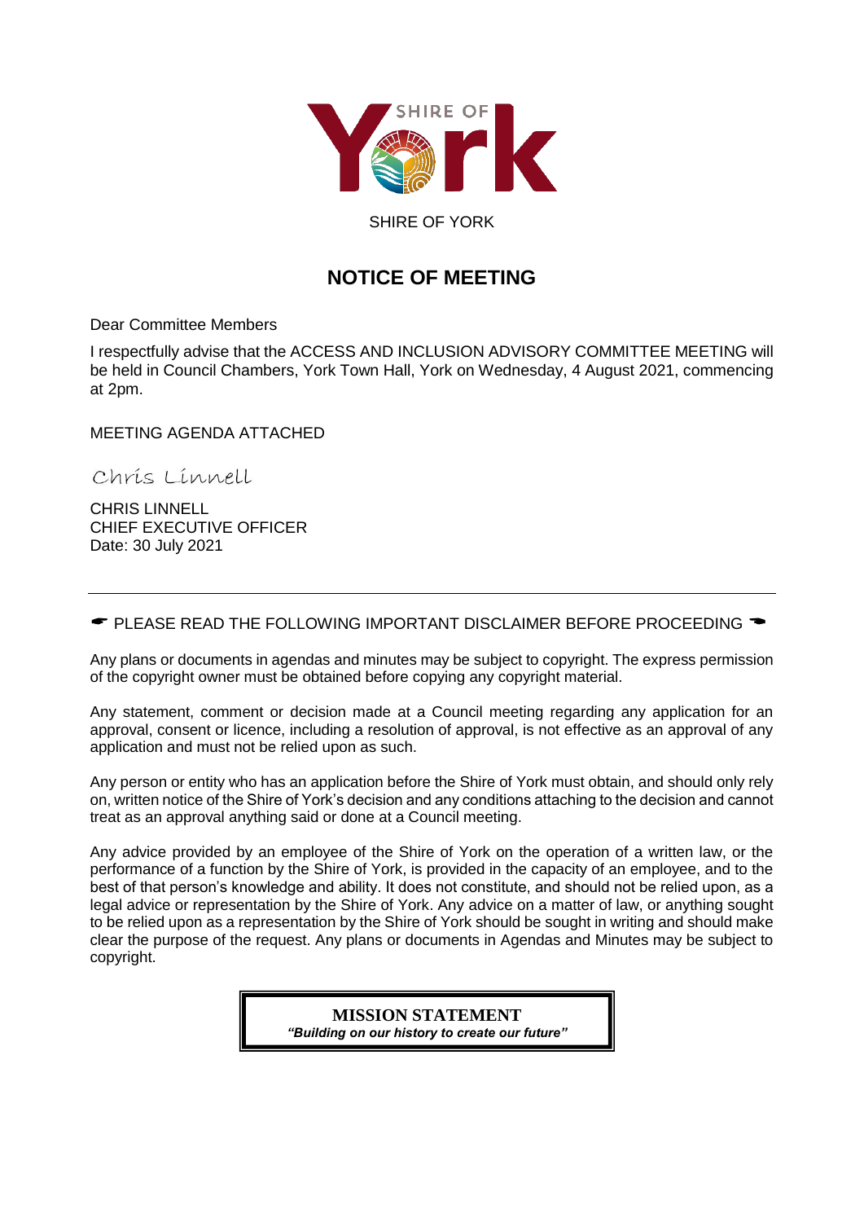SHIRE OF YORK

# NOTICE OF MEETING

Dear Committee Members

I respectfully advise that the ACCESS AND INCLUSION ADVISORY COMMITTEE MEETING will be held in Council Chambers, York Town Hall, York on Wednesday, 4 August 2021, commencing at 2pm.

MEETING AGENDA ATTACHED

*Chris Linnell*

CHRIS LINNELL
CHIEF EXECUTIVE OFFICER
Date: 30 July 2021

---

☛ PLEASE READ THE FOLLOWING IMPORTANT DISCLAIMER BEFORE PROCEEDING ☚

Any plans or documents in agendas and minutes may be subject to copyright. The express permission of the copyright owner must be obtained before copying any copyright material.

Any statement, comment or decision made at a Council meeting regarding any application for an approval, consent or licence, including a resolution of approval, is not effective as an approval of any application and must not be relied upon as such.

Any person or entity who has an application before the Shire of York must obtain, and should only rely on, written notice of the Shire of York's decision and any conditions attaching to the decision and cannot treat as an approval anything said or done at a Council meeting.

Any advice provided by an employee of the Shire of York on the operation of a written law, or the performance of a function by the Shire of York, is provided in the capacity of an employee, and to the best of that person's knowledge and ability. It does not constitute, and should not be relied upon, as a legal advice or representation by the Shire of York. Any advice on a matter of law, or anything sought to be relied upon as a representation by the Shire of York should be sought in writing and should make clear the purpose of the request. Any plans or documents in Agendas and Minutes may be subject to copyright.

**MISSION STATEMENT**
***"Building on our history to create our future"***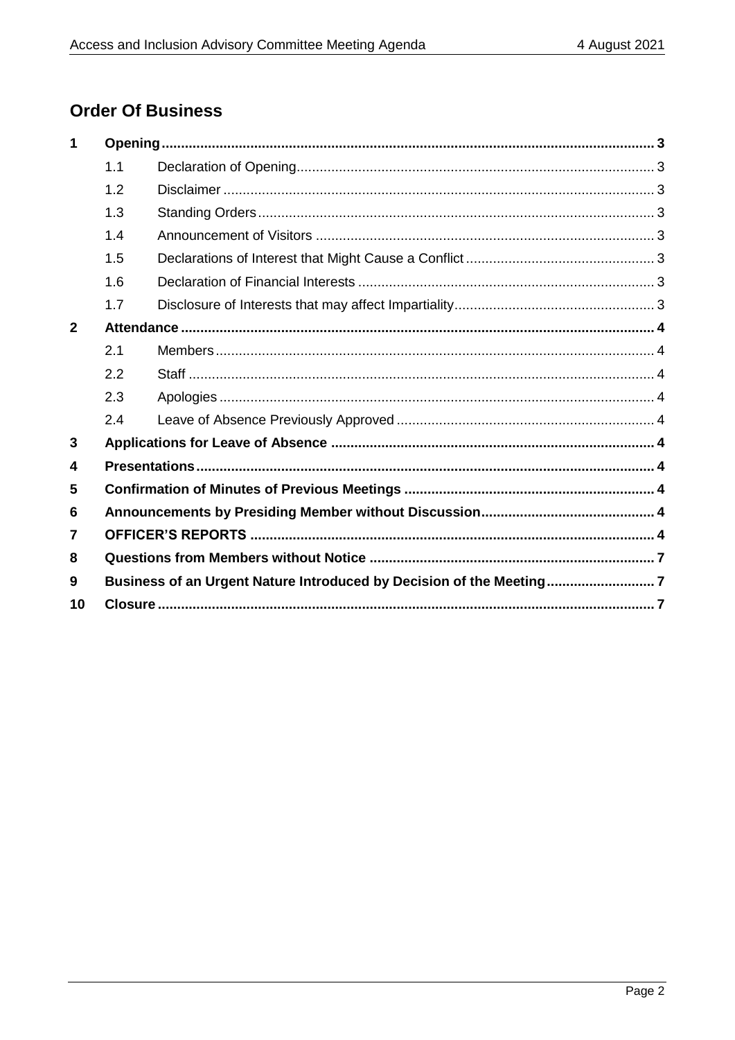## Order Of Business

**1 Opening** ........ 3

- 1.1 Declaration of Opening ........ 3
- 1.2 Disclaimer ........ 3
- 1.3 Standing Orders ........ 3
- 1.4 Announcement of Visitors ........ 3
- 1.5 Declarations of Interest that Might Cause a Conflict ........ 3
- 1.6 Declaration of Financial Interests ........ 3
- 1.7 Disclosure of Interests that may affect Impartiality ........ 3

**2 Attendance** ........ 4

- 2.1 Members ........ 4
- 2.2 Staff ........ 4
- 2.3 Apologies ........ 4
- 2.4 Leave of Absence Previously Approved ........ 4

**3 Applications for Leave of Absence** ........ 4

**4 Presentations** ........ 4

**5 Confirmation of Minutes of Previous Meetings** ........ 4

**6 Announcements by Presiding Member without Discussion** ........ 4

**7 OFFICER'S REPORTS** ........ 4

**8 Questions from Members without Notice** ........ 7

**9 Business of an Urgent Nature Introduced by Decision of the Meeting** ........ 7

**10 Closure** ........ 7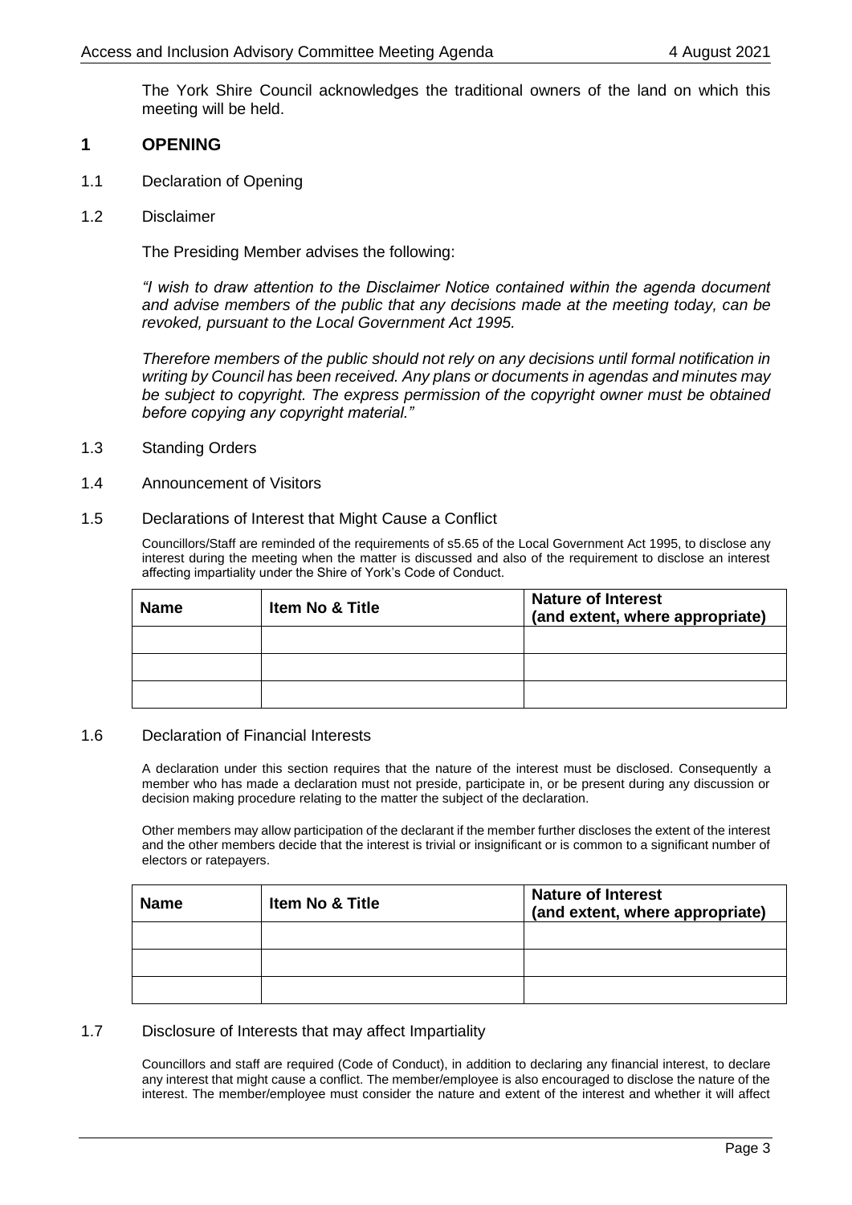The York Shire Council acknowledges the traditional owners of the land on which this meeting will be held.

## 1 OPENING

1.1 Declaration of Opening

1.2 Disclaimer

The Presiding Member advises the following:

*"I wish to draw attention to the Disclaimer Notice contained within the agenda document and advise members of the public that any decisions made at the meeting today, can be revoked, pursuant to the Local Government Act 1995.*

*Therefore members of the public should not rely on any decisions until formal notification in writing by Council has been received. Any plans or documents in agendas and minutes may be subject to copyright. The express permission of the copyright owner must be obtained before copying any copyright material."*

1.3 Standing Orders

1.4 Announcement of Visitors

1.5 Declarations of Interest that Might Cause a Conflict

Councillors/Staff are reminded of the requirements of s5.65 of the Local Government Act 1995, to disclose any interest during the meeting when the matter is discussed and also of the requirement to disclose an interest affecting impartiality under the Shire of York's Code of Conduct.

| Name | Item No & Title | Nature of Interest (and extent, where appropriate) |
|---|---|---|
| | | |
| | | |
| | | |

1.6 Declaration of Financial Interests

A declaration under this section requires that the nature of the interest must be disclosed. Consequently a member who has made a declaration must not preside, participate in, or be present during any discussion or decision making procedure relating to the matter the subject of the declaration.

Other members may allow participation of the declarant if the member further discloses the extent of the interest and the other members decide that the interest is trivial or insignificant or is common to a significant number of electors or ratepayers.

| Name | Item No & Title | Nature of Interest (and extent, where appropriate) |
|---|---|---|
| | | |
| | | |
| | | |

1.7 Disclosure of Interests that may affect Impartiality

Councillors and staff are required (Code of Conduct), in addition to declaring any financial interest, to declare any interest that might cause a conflict. The member/employee is also encouraged to disclose the nature of the interest. The member/employee must consider the nature and extent of the interest and whether it will affect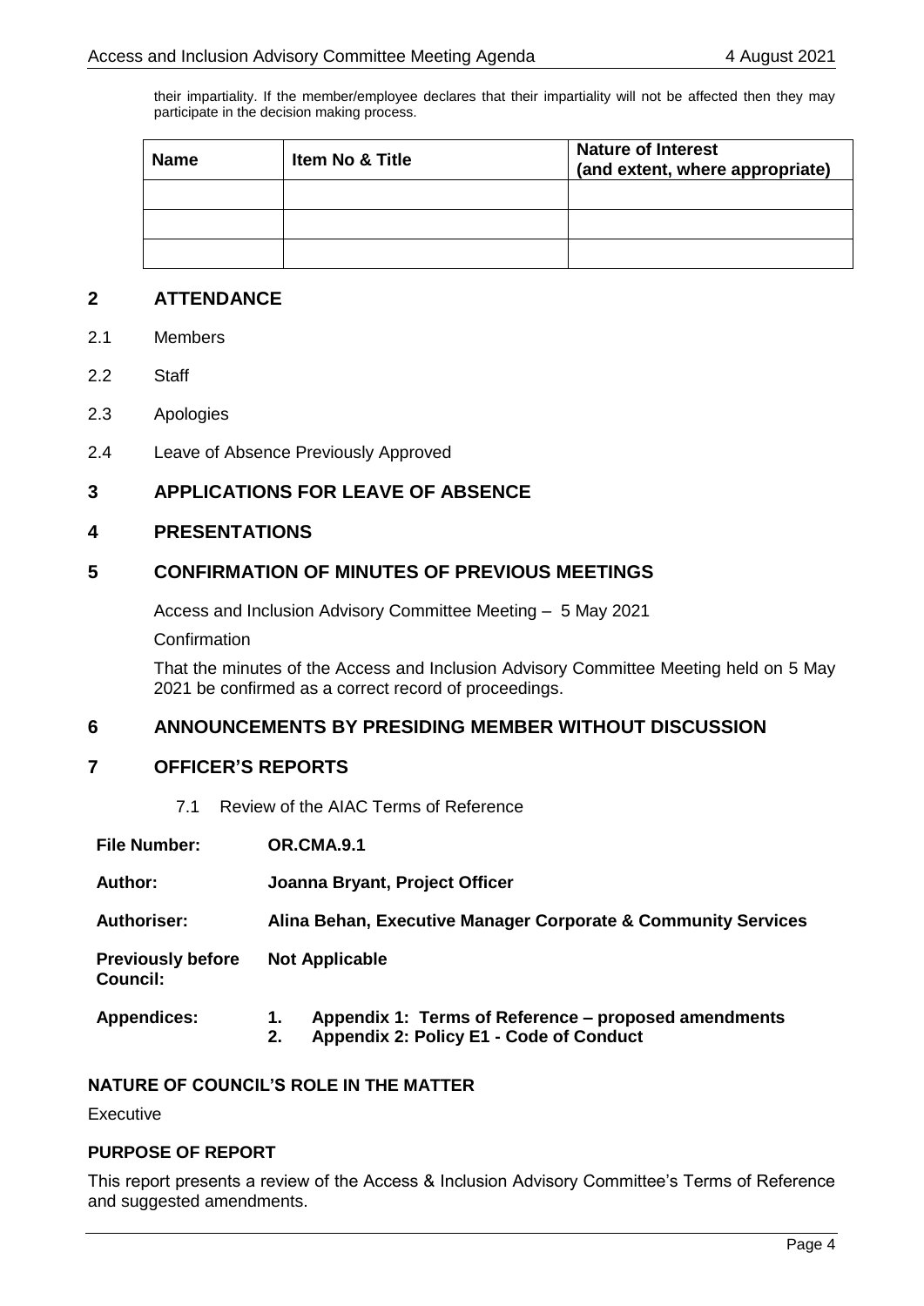their impartiality. If the member/employee declares that their impartiality will not be affected then they may participate in the decision making process.

| Name | Item No & Title | Nature of Interest (and extent, where appropriate) |
|---|---|---|
| | | |
| | | |
| | | |

## 2 ATTENDANCE

2.1 Members

2.2 Staff

2.3 Apologies

2.4 Leave of Absence Previously Approved

## 3 APPLICATIONS FOR LEAVE OF ABSENCE

## 4 PRESENTATIONS

## 5 CONFIRMATION OF MINUTES OF PREVIOUS MEETINGS

Access and Inclusion Advisory Committee Meeting – 5 May 2021

Confirmation

That the minutes of the Access and Inclusion Advisory Committee Meeting held on 5 May 2021 be confirmed as a correct record of proceedings.

## 6 ANNOUNCEMENTS BY PRESIDING MEMBER WITHOUT DISCUSSION

## 7 OFFICER'S REPORTS

7.1 Review of the AIAC Terms of Reference

| | |
|---|---|
| **File Number:** | **OR.CMA.9.1** |
| **Author:** | **Joanna Bryant, Project Officer** |
| **Authoriser:** | **Alina Behan, Executive Manager Corporate & Community Services** |
| **Previously before Council:** | **Not Applicable** |
| **Appendices:** | **1. Appendix 1: Terms of Reference – proposed amendments**<br>**2. Appendix 2: Policy E1 - Code of Conduct** |

### NATURE OF COUNCIL'S ROLE IN THE MATTER

Executive

### PURPOSE OF REPORT

This report presents a review of the Access & Inclusion Advisory Committee's Terms of Reference and suggested amendments.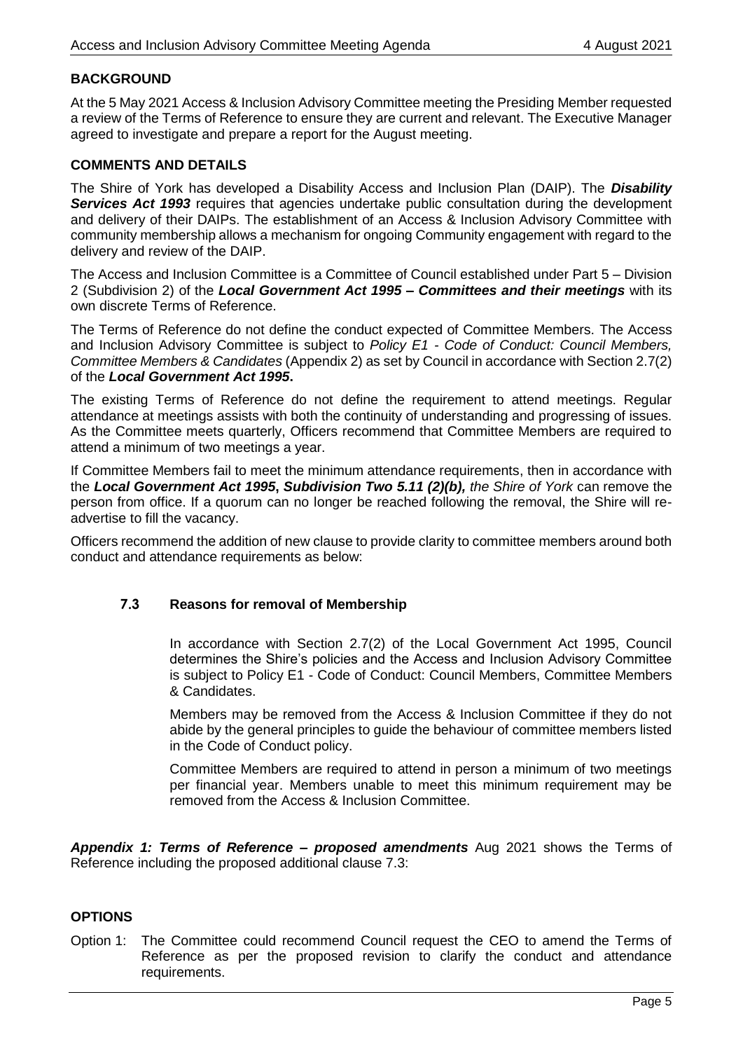## BACKGROUND

At the 5 May 2021 Access & Inclusion Advisory Committee meeting the Presiding Member requested a review of the Terms of Reference to ensure they are current and relevant. The Executive Manager agreed to investigate and prepare a report for the August meeting.

## COMMENTS AND DETAILS

The Shire of York has developed a Disability Access and Inclusion Plan (DAIP). The ***Disability Services Act 1993*** requires that agencies undertake public consultation during the development and delivery of their DAIPs. The establishment of an Access & Inclusion Advisory Committee with community membership allows a mechanism for ongoing Community engagement with regard to the delivery and review of the DAIP.

The Access and Inclusion Committee is a Committee of Council established under Part 5 – Division 2 (Subdivision 2) of the ***Local Government Act 1995 – Committees and their meetings*** with its own discrete Terms of Reference.

The Terms of Reference do not define the conduct expected of Committee Members. The Access and Inclusion Advisory Committee is subject to *Policy E1 - Code of Conduct: Council Members, Committee Members & Candidates* (Appendix 2) as set by Council in accordance with Section 2.7(2) of the ***Local Government Act 1995***.

The existing Terms of Reference do not define the requirement to attend meetings. Regular attendance at meetings assists with both the continuity of understanding and progressing of issues. As the Committee meets quarterly, Officers recommend that Committee Members are required to attend a minimum of two meetings a year.

If Committee Members fail to meet the minimum attendance requirements, then in accordance with the ***Local Government Act 1995***, ***Subdivision Two 5.11 (2)(b),*** *the Shire of York* can remove the person from office. If a quorum can no longer be reached following the removal, the Shire will re-advertise to fill the vacancy.

Officers recommend the addition of new clause to provide clarity to committee members around both conduct and attendance requirements as below:

### 7.3 Reasons for removal of Membership

In accordance with Section 2.7(2) of the Local Government Act 1995, Council determines the Shire's policies and the Access and Inclusion Advisory Committee is subject to Policy E1 - Code of Conduct: Council Members, Committee Members & Candidates.

Members may be removed from the Access & Inclusion Committee if they do not abide by the general principles to guide the behaviour of committee members listed in the Code of Conduct policy.

Committee Members are required to attend in person a minimum of two meetings per financial year. Members unable to meet this minimum requirement may be removed from the Access & Inclusion Committee.

***Appendix 1: Terms of Reference – proposed amendments*** Aug 2021 shows the Terms of Reference including the proposed additional clause 7.3:

## OPTIONS

Option 1: The Committee could recommend Council request the CEO to amend the Terms of Reference as per the proposed revision to clarify the conduct and attendance requirements.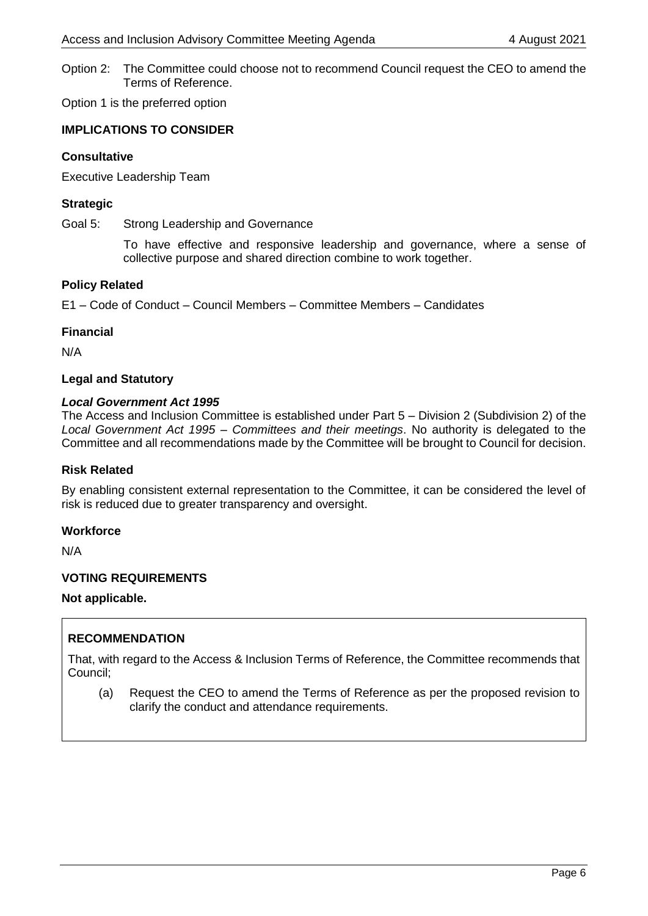Option 2: The Committee could choose not to recommend Council request the CEO to amend the Terms of Reference.

Option 1 is the preferred option

## IMPLICATIONS TO CONSIDER

### Consultative

Executive Leadership Team

### Strategic

Goal 5: Strong Leadership and Governance

To have effective and responsive leadership and governance, where a sense of collective purpose and shared direction combine to work together.

### Policy Related

E1 – Code of Conduct – Council Members – Committee Members – Candidates

### Financial

N/A

### Legal and Statutory

***Local Government Act 1995***

The Access and Inclusion Committee is established under Part 5 – Division 2 (Subdivision 2) of the *Local Government Act 1995 – Committees and their meetings*. No authority is delegated to the Committee and all recommendations made by the Committee will be brought to Council for decision.

### Risk Related

By enabling consistent external representation to the Committee, it can be considered the level of risk is reduced due to greater transparency and oversight.

### Workforce

N/A

## VOTING REQUIREMENTS

**Not applicable.**

**RECOMMENDATION**

That, with regard to the Access & Inclusion Terms of Reference, the Committee recommends that Council;

(a) Request the CEO to amend the Terms of Reference as per the proposed revision to clarify the conduct and attendance requirements.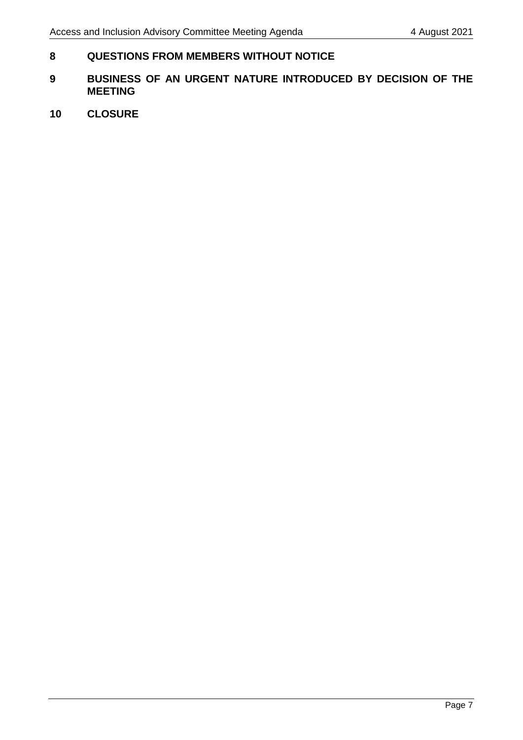## 8 QUESTIONS FROM MEMBERS WITHOUT NOTICE

## 9 BUSINESS OF AN URGENT NATURE INTRODUCED BY DECISION OF THE MEETING

## 10 CLOSURE